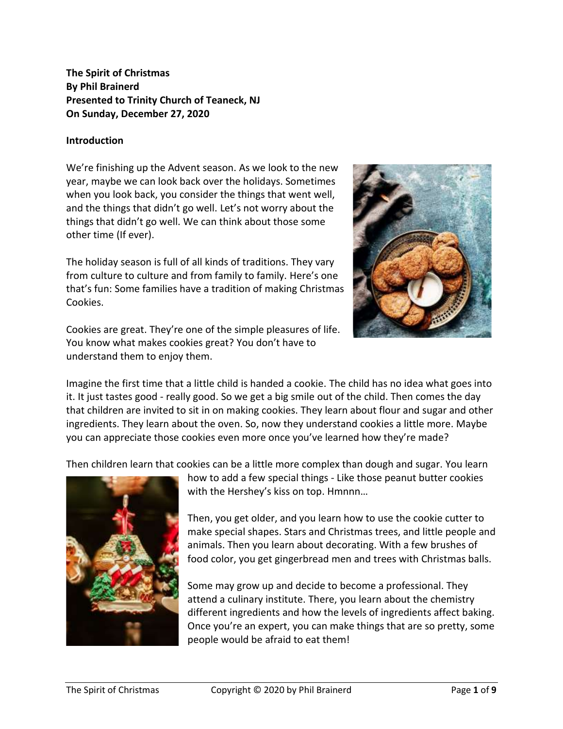**The Spirit of Christmas**
**By Phil Brainerd**
**Presented to Trinity Church of Teaneck, NJ**
**On Sunday, December 27, 2020**

**Introduction**

We're finishing up the Advent season. As we look to the new year, maybe we can look back over the holidays. Sometimes when you look back, you consider the things that went well, and the things that didn't go well. Let's not worry about the things that didn't go well. We can think about those some other time (If ever).

The holiday season is full of all kinds of traditions. They vary from culture to culture and from family to family. Here's one that's fun: Some families have a tradition of making Christmas Cookies.

Cookies are great. They're one of the simple pleasures of life. You know what makes cookies great? You don't have to understand them to enjoy them.

Imagine the first time that a little child is handed a cookie. The child has no idea what goes into it. It just tastes good - really good. So we get a big smile out of the child. Then comes the day that children are invited to sit in on making cookies. They learn about flour and sugar and other ingredients. They learn about the oven. So, now they understand cookies a little more. Maybe you can appreciate those cookies even more once you've learned how they're made?

Then children learn that cookies can be a little more complex than dough and sugar. You learn how to add a few special things - Like those peanut butter cookies with the Hershey's kiss on top. Hmnnn…

Then, you get older, and you learn how to use the cookie cutter to make special shapes. Stars and Christmas trees, and little people and animals. Then you learn about decorating. With a few brushes of food color, you get gingerbread men and trees with Christmas balls.

Some may grow up and decide to become a professional. They attend a culinary institute. There, you learn about the chemistry different ingredients and how the levels of ingredients affect baking. Once you're an expert, you can make things that are so pretty, some people would be afraid to eat them!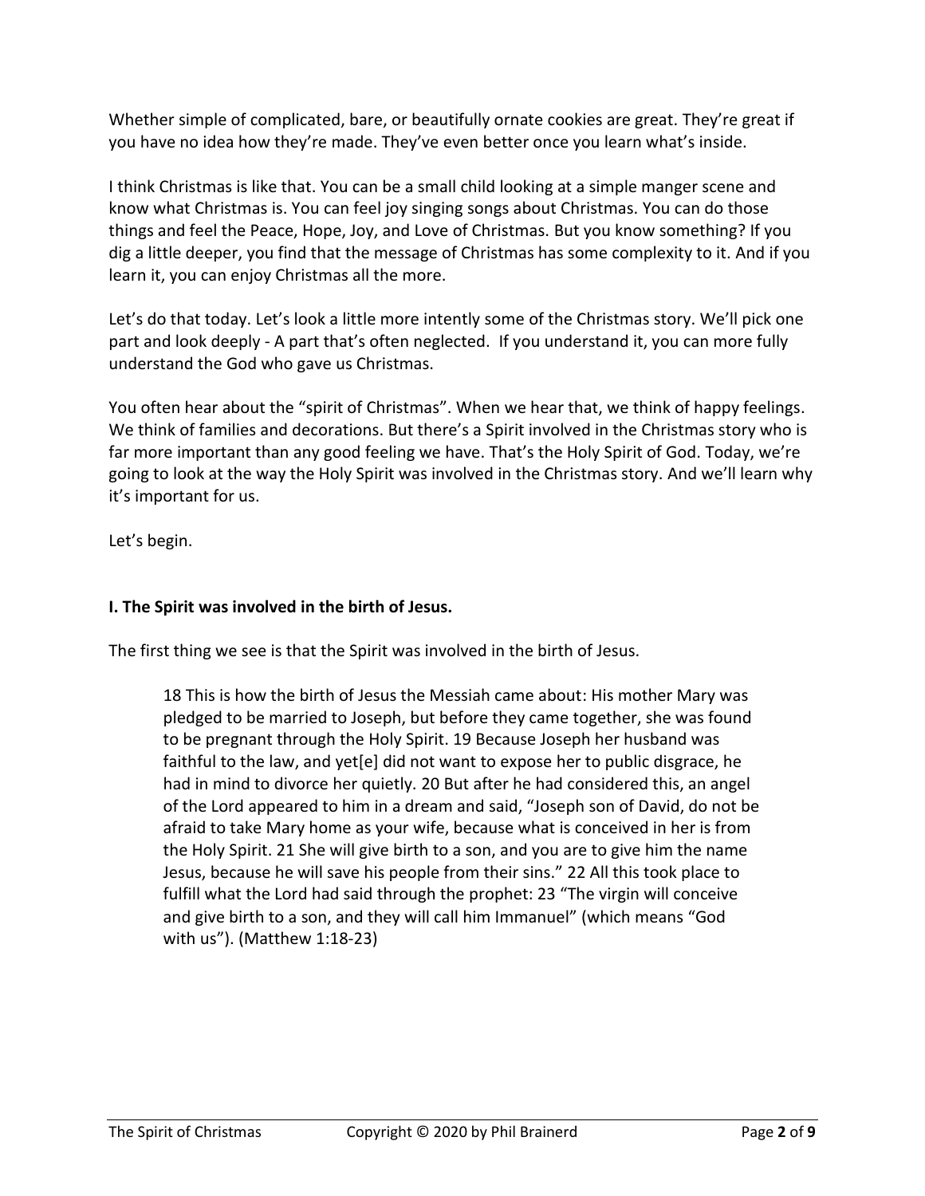Whether simple of complicated, bare, or beautifully ornate cookies are great. They're great if you have no idea how they're made. They've even better once you learn what's inside.

I think Christmas is like that. You can be a small child looking at a simple manger scene and know what Christmas is. You can feel joy singing songs about Christmas. You can do those things and feel the Peace, Hope, Joy, and Love of Christmas. But you know something? If you dig a little deeper, you find that the message of Christmas has some complexity to it. And if you learn it, you can enjoy Christmas all the more.

Let's do that today. Let's look a little more intently some of the Christmas story. We'll pick one part and look deeply - A part that's often neglected. If you understand it, you can more fully understand the God who gave us Christmas.

You often hear about the "spirit of Christmas". When we hear that, we think of happy feelings. We think of families and decorations. But there's a Spirit involved in the Christmas story who is far more important than any good feeling we have. That's the Holy Spirit of God. Today, we're going to look at the way the Holy Spirit was involved in the Christmas story. And we'll learn why it's important for us.

Let's begin.

**I. The Spirit was involved in the birth of Jesus.**

The first thing we see is that the Spirit was involved in the birth of Jesus.

> 18 This is how the birth of Jesus the Messiah came about: His mother Mary was pledged to be married to Joseph, but before they came together, she was found to be pregnant through the Holy Spirit. 19 Because Joseph her husband was faithful to the law, and yet[e] did not want to expose her to public disgrace, he had in mind to divorce her quietly. 20 But after he had considered this, an angel of the Lord appeared to him in a dream and said, "Joseph son of David, do not be afraid to take Mary home as your wife, because what is conceived in her is from the Holy Spirit. 21 She will give birth to a son, and you are to give him the name Jesus, because he will save his people from their sins." 22 All this took place to fulfill what the Lord had said through the prophet: 23 "The virgin will conceive and give birth to a son, and they will call him Immanuel" (which means "God with us"). (Matthew 1:18-23)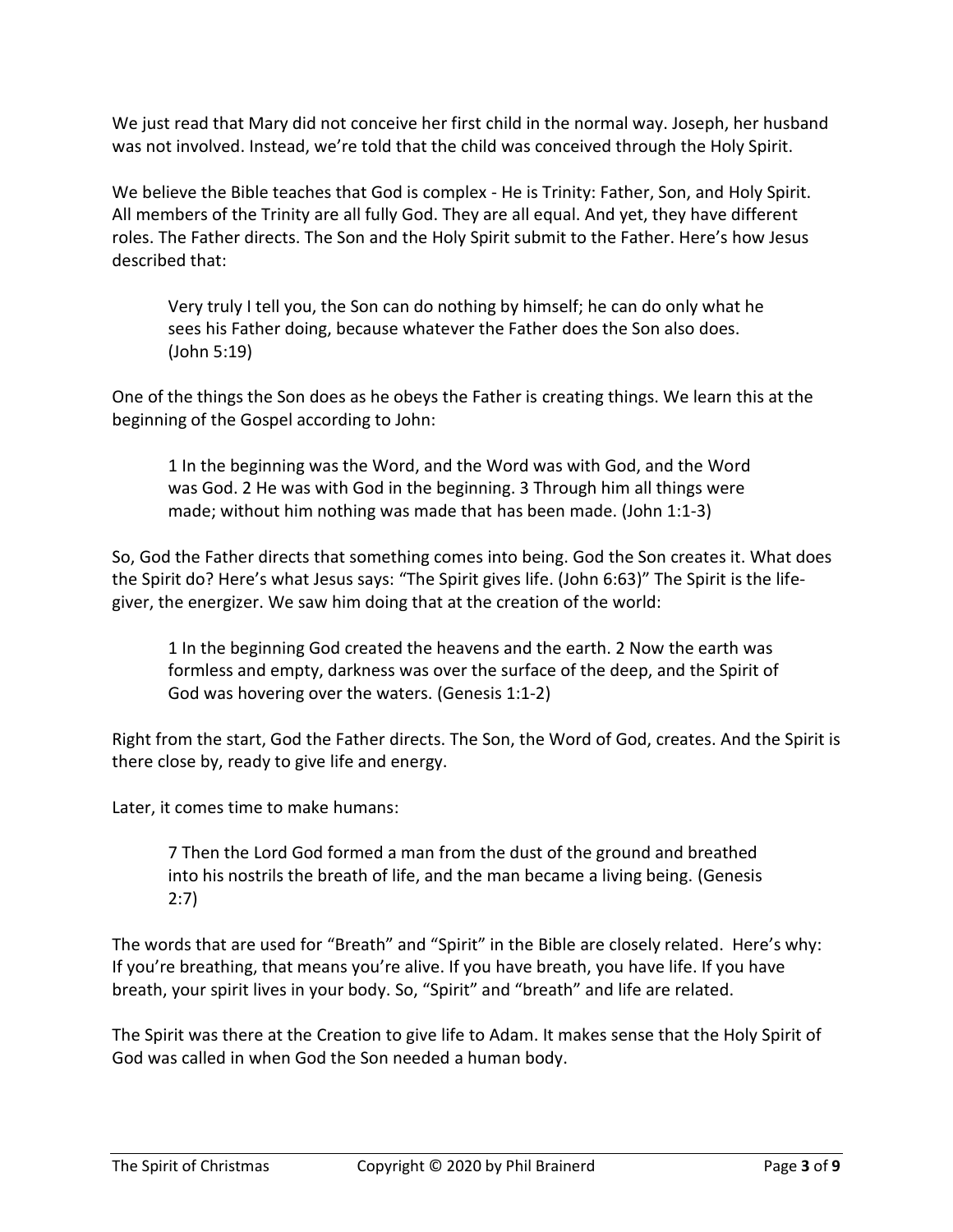We just read that Mary did not conceive her first child in the normal way. Joseph, her husband was not involved. Instead, we're told that the child was conceived through the Holy Spirit.

We believe the Bible teaches that God is complex - He is Trinity: Father, Son, and Holy Spirit. All members of the Trinity are all fully God. They are all equal. And yet, they have different roles. The Father directs. The Son and the Holy Spirit submit to the Father. Here's how Jesus described that:

> Very truly I tell you, the Son can do nothing by himself; he can do only what he sees his Father doing, because whatever the Father does the Son also does. (John 5:19)

One of the things the Son does as he obeys the Father is creating things. We learn this at the beginning of the Gospel according to John:

> 1 In the beginning was the Word, and the Word was with God, and the Word was God. 2 He was with God in the beginning. 3 Through him all things were made; without him nothing was made that has been made. (John 1:1-3)

So, God the Father directs that something comes into being. God the Son creates it. What does the Spirit do? Here's what Jesus says: "The Spirit gives life. (John 6:63)" The Spirit is the life-giver, the energizer. We saw him doing that at the creation of the world:

> 1 In the beginning God created the heavens and the earth. 2 Now the earth was formless and empty, darkness was over the surface of the deep, and the Spirit of God was hovering over the waters. (Genesis 1:1-2)

Right from the start, God the Father directs. The Son, the Word of God, creates. And the Spirit is there close by, ready to give life and energy.

Later, it comes time to make humans:

> 7 Then the Lord God formed a man from the dust of the ground and breathed into his nostrils the breath of life, and the man became a living being. (Genesis 2:7)

The words that are used for "Breath" and "Spirit" in the Bible are closely related. Here's why: If you're breathing, that means you're alive. If you have breath, you have life. If you have breath, your spirit lives in your body. So, "Spirit" and "breath" and life are related.

The Spirit was there at the Creation to give life to Adam. It makes sense that the Holy Spirit of God was called in when God the Son needed a human body.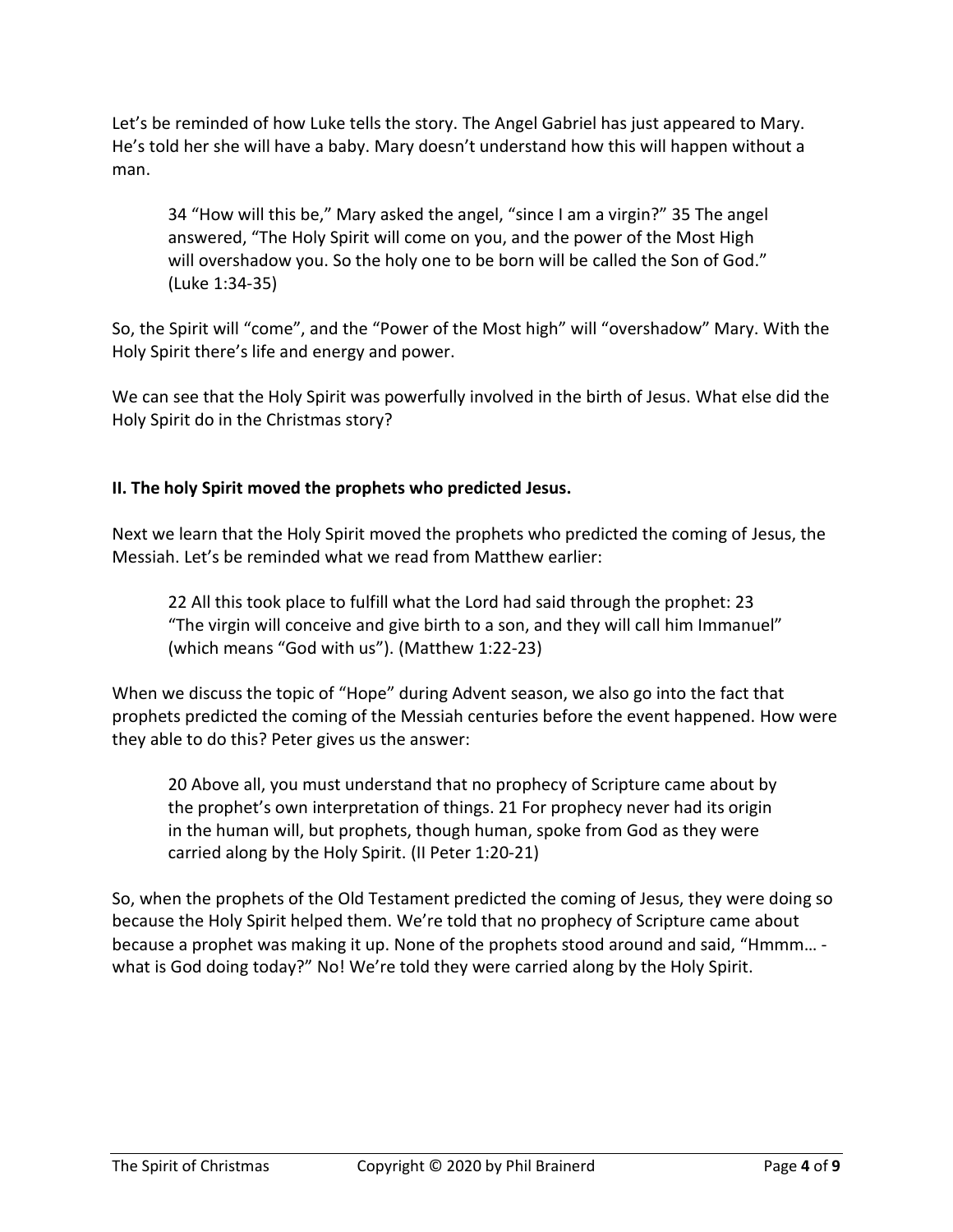Let's be reminded of how Luke tells the story. The Angel Gabriel has just appeared to Mary. He's told her she will have a baby. Mary doesn't understand how this will happen without a man.

> 34 "How will this be," Mary asked the angel, "since I am a virgin?" 35 The angel answered, "The Holy Spirit will come on you, and the power of the Most High will overshadow you. So the holy one to be born will be called the Son of God." (Luke 1:34-35)

So, the Spirit will "come", and the "Power of the Most high" will "overshadow" Mary. With the Holy Spirit there's life and energy and power.

We can see that the Holy Spirit was powerfully involved in the birth of Jesus. What else did the Holy Spirit do in the Christmas story?

**II. The holy Spirit moved the prophets who predicted Jesus.**

Next we learn that the Holy Spirit moved the prophets who predicted the coming of Jesus, the Messiah. Let's be reminded what we read from Matthew earlier:

> 22 All this took place to fulfill what the Lord had said through the prophet: 23 "The virgin will conceive and give birth to a son, and they will call him Immanuel" (which means "God with us"). (Matthew 1:22-23)

When we discuss the topic of "Hope" during Advent season, we also go into the fact that prophets predicted the coming of the Messiah centuries before the event happened. How were they able to do this? Peter gives us the answer:

> 20 Above all, you must understand that no prophecy of Scripture came about by the prophet's own interpretation of things. 21 For prophecy never had its origin in the human will, but prophets, though human, spoke from God as they were carried along by the Holy Spirit. (II Peter 1:20-21)

So, when the prophets of the Old Testament predicted the coming of Jesus, they were doing so because the Holy Spirit helped them. We're told that no prophecy of Scripture came about because a prophet was making it up. None of the prophets stood around and said, "Hmmm… - what is God doing today?" No! We're told they were carried along by the Holy Spirit.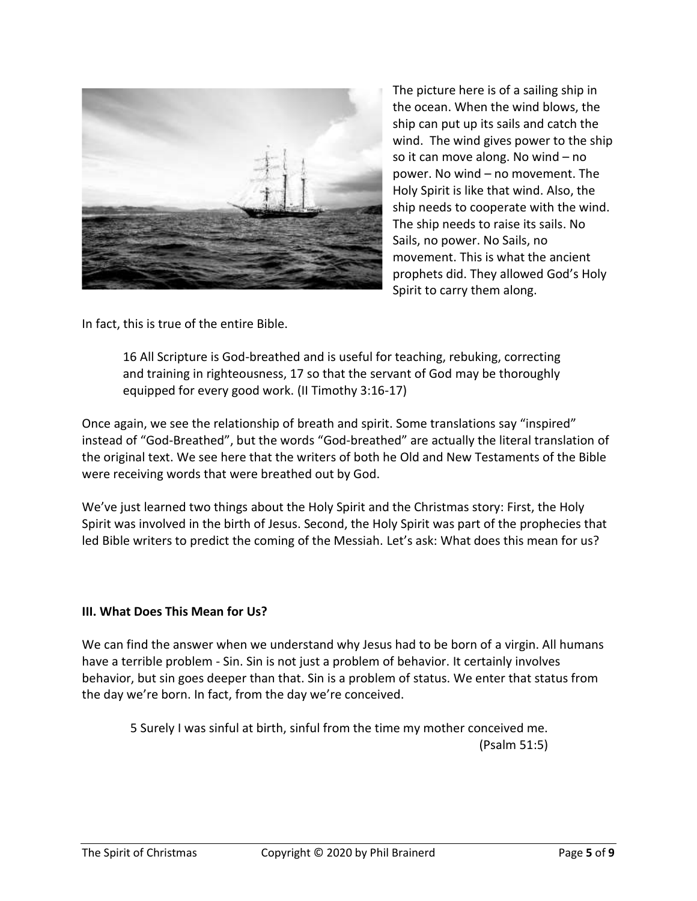The picture here is of a sailing ship in the ocean. When the wind blows, the ship can put up its sails and catch the wind. The wind gives power to the ship so it can move along. No wind – no power. No wind – no movement. The Holy Spirit is like that wind. Also, the ship needs to cooperate with the wind. The ship needs to raise its sails. No Sails, no power. No Sails, no movement. This is what the ancient prophets did. They allowed God's Holy Spirit to carry them along.

In fact, this is true of the entire Bible.

> 16 All Scripture is God-breathed and is useful for teaching, rebuking, correcting and training in righteousness, 17 so that the servant of God may be thoroughly equipped for every good work. (II Timothy 3:16-17)

Once again, we see the relationship of breath and spirit. Some translations say "inspired" instead of "God-Breathed", but the words "God-breathed" are actually the literal translation of the original text. We see here that the writers of both he Old and New Testaments of the Bible were receiving words that were breathed out by God.

We've just learned two things about the Holy Spirit and the Christmas story: First, the Holy Spirit was involved in the birth of Jesus. Second, the Holy Spirit was part of the prophecies that led Bible writers to predict the coming of the Messiah. Let's ask: What does this mean for us?

**III. What Does This Mean for Us?**

We can find the answer when we understand why Jesus had to be born of a virgin. All humans have a terrible problem - Sin. Sin is not just a problem of behavior. It certainly involves behavior, but sin goes deeper than that. Sin is a problem of status. We enter that status from the day we're born. In fact, from the day we're conceived.

> 5 Surely I was sinful at birth, sinful from the time my mother conceived me. (Psalm 51:5)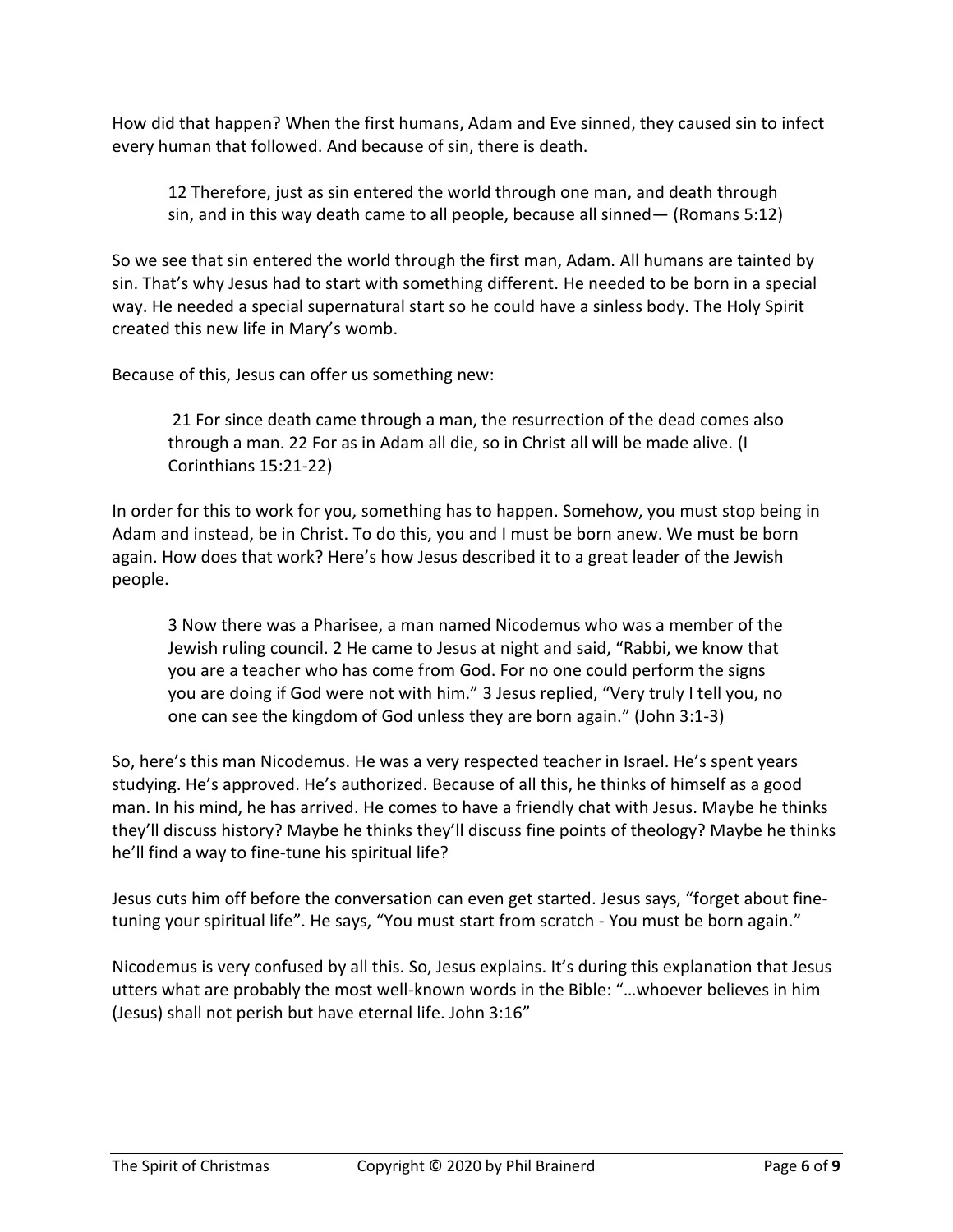How did that happen? When the first humans, Adam and Eve sinned, they caused sin to infect every human that followed. And because of sin, there is death.

> 12 Therefore, just as sin entered the world through one man, and death through sin, and in this way death came to all people, because all sinned— (Romans 5:12)

So we see that sin entered the world through the first man, Adam. All humans are tainted by sin. That's why Jesus had to start with something different. He needed to be born in a special way. He needed a special supernatural start so he could have a sinless body. The Holy Spirit created this new life in Mary's womb.

Because of this, Jesus can offer us something new:

> 21 For since death came through a man, the resurrection of the dead comes also through a man. 22 For as in Adam all die, so in Christ all will be made alive. (I Corinthians 15:21-22)

In order for this to work for you, something has to happen. Somehow, you must stop being in Adam and instead, be in Christ. To do this, you and I must be born anew. We must be born again. How does that work? Here's how Jesus described it to a great leader of the Jewish people.

> 3 Now there was a Pharisee, a man named Nicodemus who was a member of the Jewish ruling council. 2 He came to Jesus at night and said, "Rabbi, we know that you are a teacher who has come from God. For no one could perform the signs you are doing if God were not with him." 3 Jesus replied, "Very truly I tell you, no one can see the kingdom of God unless they are born again." (John 3:1-3)

So, here's this man Nicodemus. He was a very respected teacher in Israel. He's spent years studying. He's approved. He's authorized. Because of all this, he thinks of himself as a good man. In his mind, he has arrived. He comes to have a friendly chat with Jesus. Maybe he thinks they'll discuss history? Maybe he thinks they'll discuss fine points of theology? Maybe he thinks he'll find a way to fine-tune his spiritual life?

Jesus cuts him off before the conversation can even get started. Jesus says, "forget about fine-tuning your spiritual life". He says, "You must start from scratch - You must be born again."

Nicodemus is very confused by all this. So, Jesus explains. It's during this explanation that Jesus utters what are probably the most well-known words in the Bible: "…whoever believes in him (Jesus) shall not perish but have eternal life. John 3:16"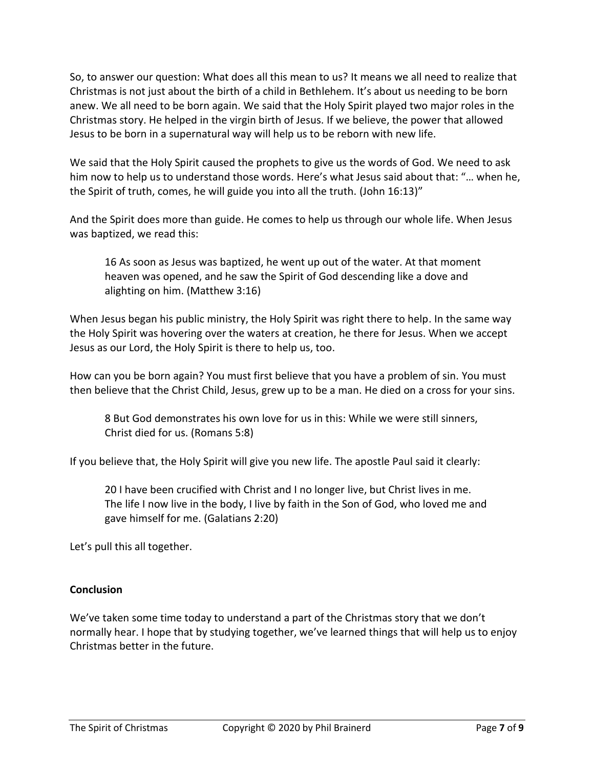So, to answer our question: What does all this mean to us? It means we all need to realize that Christmas is not just about the birth of a child in Bethlehem. It's about us needing to be born anew. We all need to be born again. We said that the Holy Spirit played two major roles in the Christmas story. He helped in the virgin birth of Jesus. If we believe, the power that allowed Jesus to be born in a supernatural way will help us to be reborn with new life.

We said that the Holy Spirit caused the prophets to give us the words of God. We need to ask him now to help us to understand those words. Here's what Jesus said about that: "… when he, the Spirit of truth, comes, he will guide you into all the truth. (John 16:13)"

And the Spirit does more than guide. He comes to help us through our whole life. When Jesus was baptized, we read this:

> 16 As soon as Jesus was baptized, he went up out of the water. At that moment heaven was opened, and he saw the Spirit of God descending like a dove and alighting on him. (Matthew 3:16)

When Jesus began his public ministry, the Holy Spirit was right there to help. In the same way the Holy Spirit was hovering over the waters at creation, he there for Jesus. When we accept Jesus as our Lord, the Holy Spirit is there to help us, too.

How can you be born again? You must first believe that you have a problem of sin. You must then believe that the Christ Child, Jesus, grew up to be a man. He died on a cross for your sins.

> 8 But God demonstrates his own love for us in this: While we were still sinners, Christ died for us. (Romans 5:8)

If you believe that, the Holy Spirit will give you new life. The apostle Paul said it clearly:

> 20 I have been crucified with Christ and I no longer live, but Christ lives in me. The life I now live in the body, I live by faith in the Son of God, who loved me and gave himself for me. (Galatians 2:20)

Let's pull this all together.

**Conclusion**

We've taken some time today to understand a part of the Christmas story that we don't normally hear. I hope that by studying together, we've learned things that will help us to enjoy Christmas better in the future.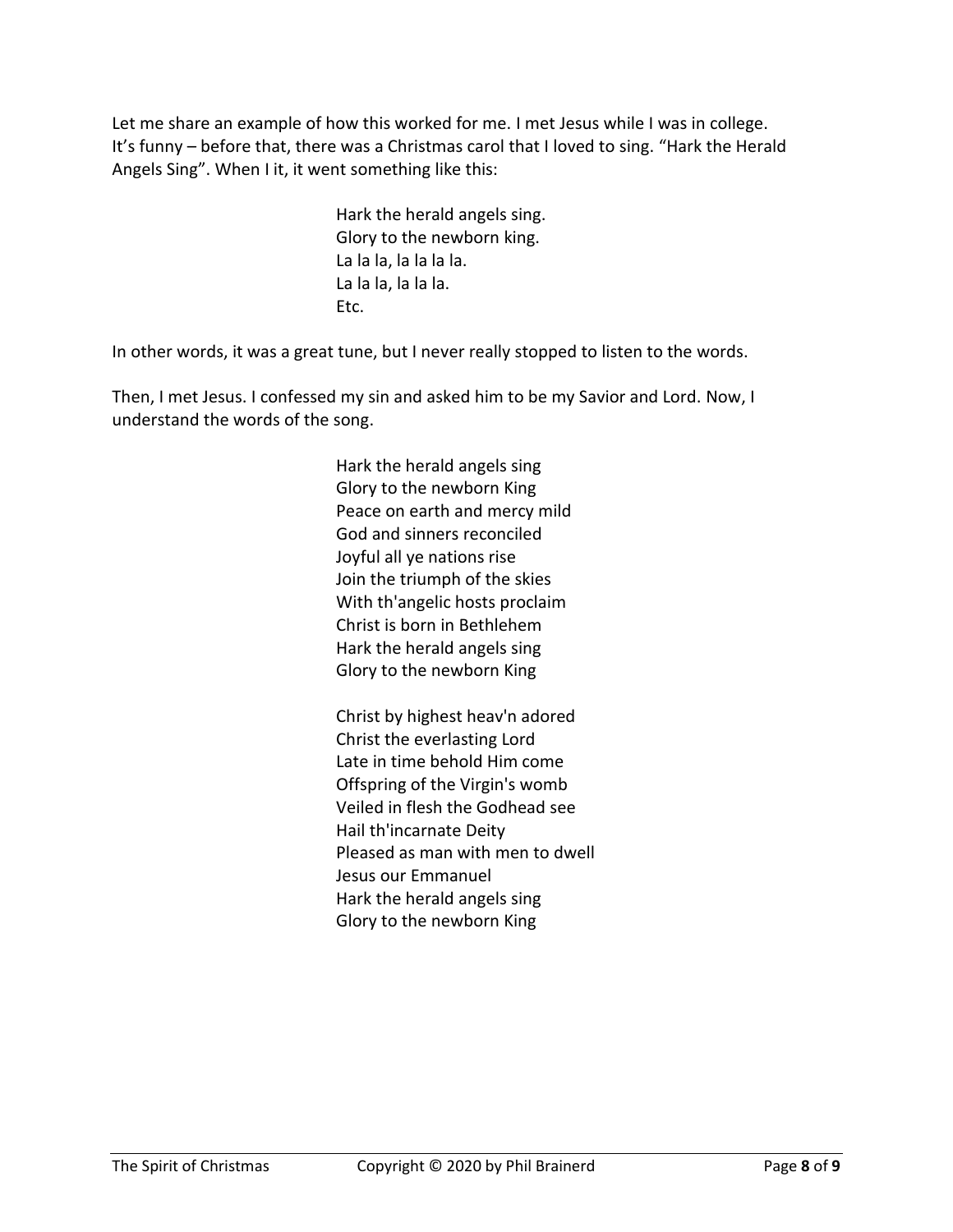Let me share an example of how this worked for me. I met Jesus while I was in college. It's funny – before that, there was a Christmas carol that I loved to sing. "Hark the Herald Angels Sing". When I it, it went something like this:

> Hark the herald angels sing.
> Glory to the newborn king.
> La la la, la la la la.
> La la la, la la la.
> Etc.

In other words, it was a great tune, but I never really stopped to listen to the words.

Then, I met Jesus. I confessed my sin and asked him to be my Savior and Lord. Now, I understand the words of the song.

> Hark the herald angels sing
> Glory to the newborn King
> Peace on earth and mercy mild
> God and sinners reconciled
> Joyful all ye nations rise
> Join the triumph of the skies
> With th'angelic hosts proclaim
> Christ is born in Bethlehem
> Hark the herald angels sing
> Glory to the newborn King
>
> Christ by highest heav'n adored
> Christ the everlasting Lord
> Late in time behold Him come
> Offspring of the Virgin's womb
> Veiled in flesh the Godhead see
> Hail th'incarnate Deity
> Pleased as man with men to dwell
> Jesus our Emmanuel
> Hark the herald angels sing
> Glory to the newborn King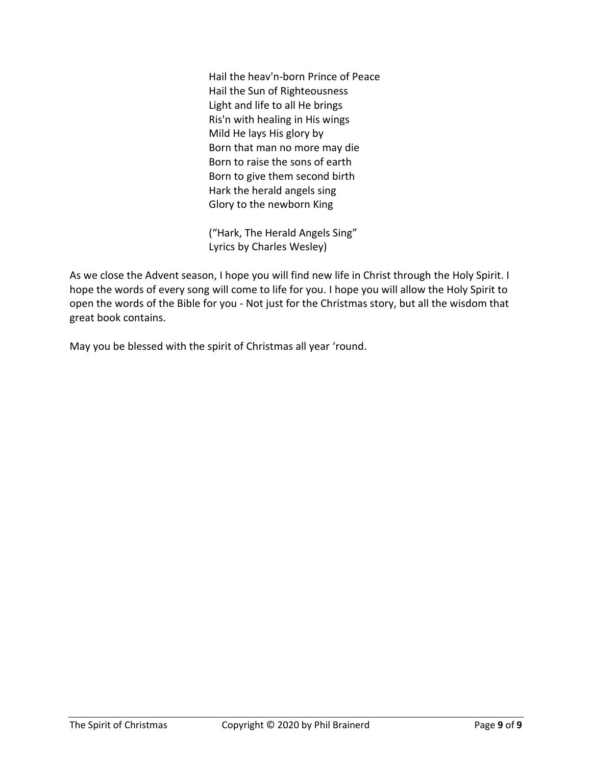Hail the heav'n-born Prince of Peace  
Hail the Sun of Righteousness  
Light and life to all He brings  
Ris'n with healing in His wings  
Mild He lays His glory by  
Born that man no more may die  
Born to raise the sons of earth  
Born to give them second birth  
Hark the herald angels sing  
Glory to the newborn King

("Hark, The Herald Angels Sing"  
Lyrics by Charles Wesley)

As we close the Advent season, I hope you will find new life in Christ through the Holy Spirit. I hope the words of every song will come to life for you. I hope you will allow the Holy Spirit to open the words of the Bible for you - Not just for the Christmas story, but all the wisdom that great book contains.

May you be blessed with the spirit of Christmas all year 'round.